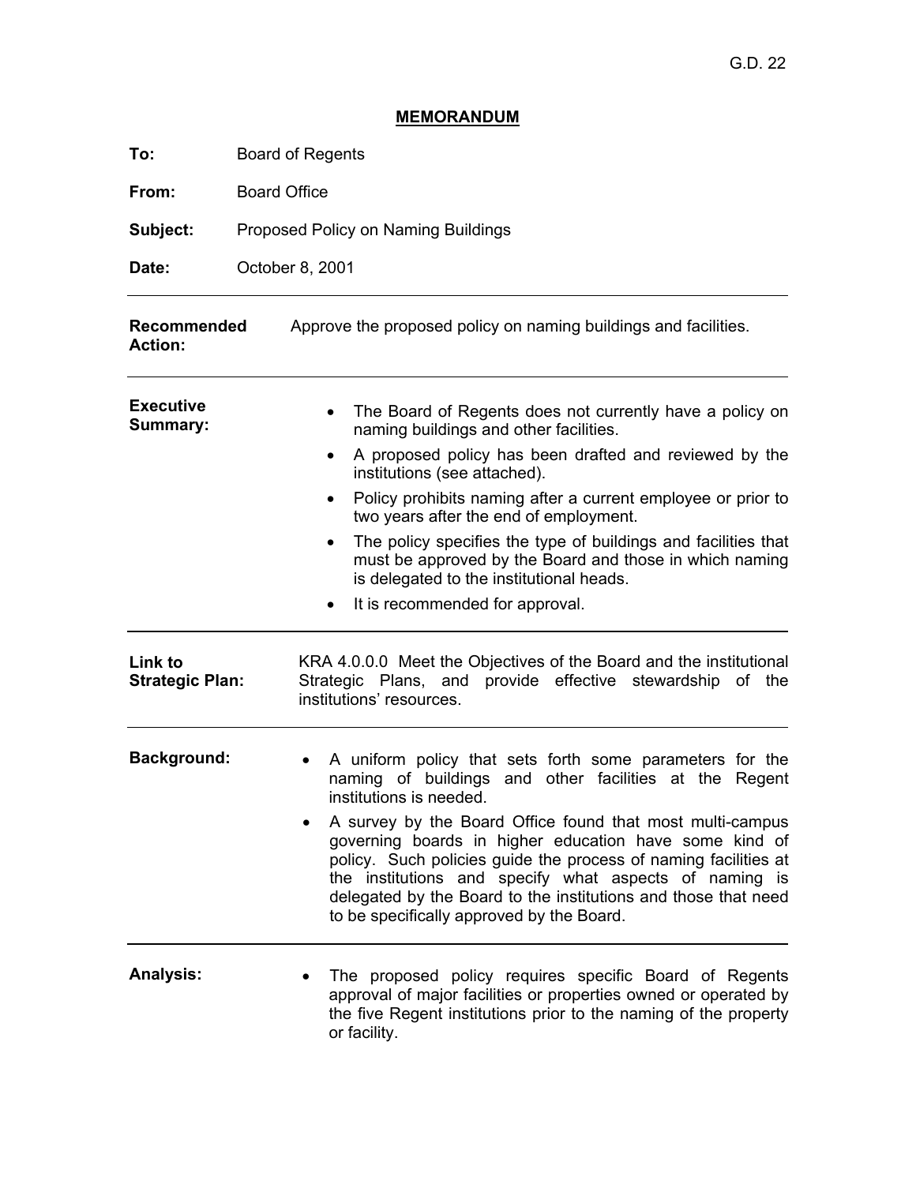G.D. 22

# MEMORANDUM

**To:** Board of Regents

**From:** Board Office

**Subject:** Proposed Policy on Naming Buildings

**Date:** October 8, 2001

---

**Recommended Action:** Approve the proposed policy on naming buildings and facilities.

---

**Executive Summary:**

- The Board of Regents does not currently have a policy on naming buildings and other facilities.
- A proposed policy has been drafted and reviewed by the institutions (see attached).
- Policy prohibits naming after a current employee or prior to two years after the end of employment.
- The policy specifies the type of buildings and facilities that must be approved by the Board and those in which naming is delegated to the institutional heads.
- It is recommended for approval.

---

**Link to Strategic Plan:** KRA 4.0.0.0 Meet the Objectives of the Board and the institutional Strategic Plans, and provide effective stewardship of the institutions' resources.

---

**Background:**

- A uniform policy that sets forth some parameters for the naming of buildings and other facilities at the Regent institutions is needed.
- A survey by the Board Office found that most multi-campus governing boards in higher education have some kind of policy. Such policies guide the process of naming facilities at the institutions and specify what aspects of naming is delegated by the Board to the institutions and those that need to be specifically approved by the Board.

---

**Analysis:**

- The proposed policy requires specific Board of Regents approval of major facilities or properties owned or operated by the five Regent institutions prior to the naming of the property or facility.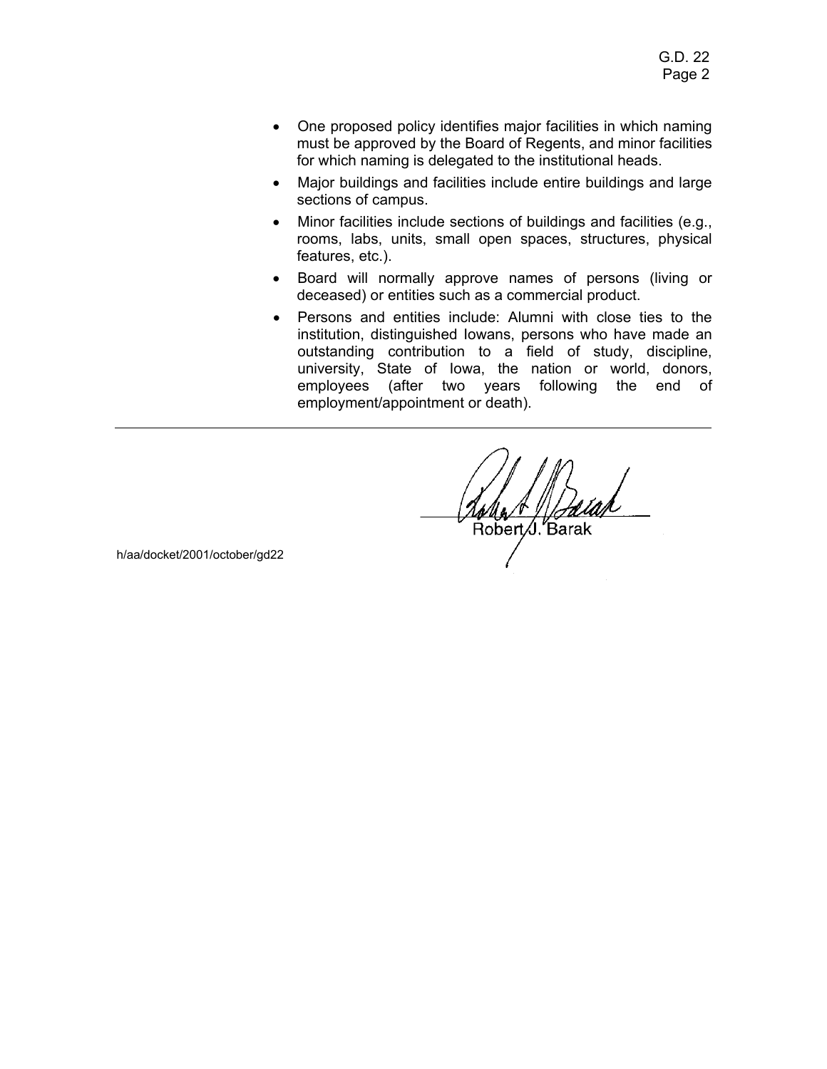- One proposed policy identifies major facilities in which naming must be approved by the Board of Regents, and minor facilities for which naming is delegated to the institutional heads.
- Major buildings and facilities include entire buildings and large sections of campus.
- Minor facilities include sections of buildings and facilities (e.g., rooms, labs, units, small open spaces, structures, physical features, etc.).
- Board will normally approve names of persons (living or deceased) or entities such as a commercial product.
- Persons and entities include: Alumni with close ties to the institution, distinguished Iowans, persons who have made an outstanding contribution to a field of study, discipline, university, State of Iowa, the nation or world, donors, employees (after two years following the end of employment/appointment or death).

---

Robert J. Barak

h/aa/docket/2001/october/gd22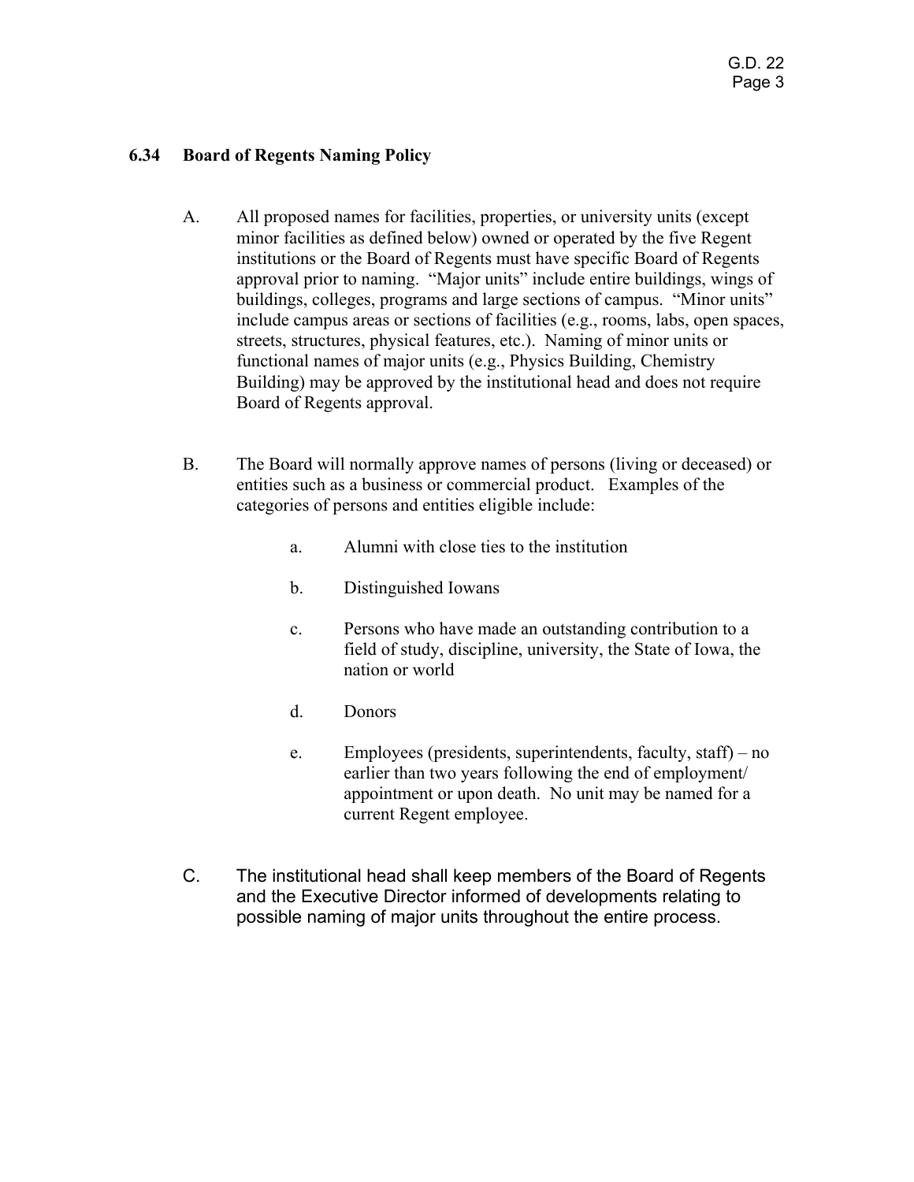## 6.34 Board of Regents Naming Policy

A. All proposed names for facilities, properties, or university units (except minor facilities as defined below) owned or operated by the five Regent institutions or the Board of Regents must have specific Board of Regents approval prior to naming. "Major units" include entire buildings, wings of buildings, colleges, programs and large sections of campus. "Minor units" include campus areas or sections of facilities (e.g., rooms, labs, open spaces, streets, structures, physical features, etc.). Naming of minor units or functional names of major units (e.g., Physics Building, Chemistry Building) may be approved by the institutional head and does not require Board of Regents approval.

B. The Board will normally approve names of persons (living or deceased) or entities such as a business or commercial product. Examples of the categories of persons and entities eligible include:

   a. Alumni with close ties to the institution

   b. Distinguished Iowans

   c. Persons who have made an outstanding contribution to a field of study, discipline, university, the State of Iowa, the nation or world

   d. Donors

   e. Employees (presidents, superintendents, faculty, staff) – no earlier than two years following the end of employment/ appointment or upon death. No unit may be named for a current Regent employee.

C. The institutional head shall keep members of the Board of Regents and the Executive Director informed of developments relating to possible naming of major units throughout the entire process.